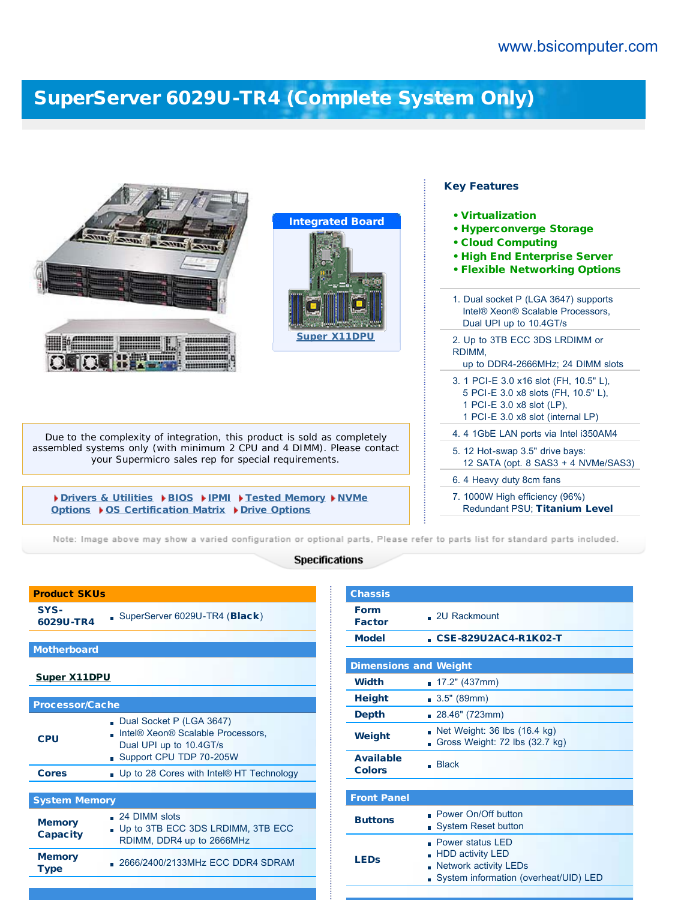www.bsicomputer.com

# SuperServer 6029U-TR4 (Complete System Only)

**Integrated Board**

**Super X11DPU**

## Key Features

- **Virtualization**
- **Hyperconverge Storage**
- **Cloud Computing**
- **High End Enterprise Server**
- **Flexible Networking Options**

1. Dual socket P (LGA 3647) supports Intel® Xeon® Scalable Processors, Dual UPI up to 10.4GT/s
2. Up to 3TB ECC 3DS LRDIMM or RDIMM, up to DDR4-2666MHz; 24 DIMM slots
3. 1 PCI-E 3.0 x16 slot (FH, 10.5" L), 5 PCI-E 3.0 x8 slots (FH, 10.5" L), 1 PCI-E 3.0 x8 slot (LP), 1 PCI-E 3.0 x8 slot (internal LP)
4. 4 1GbE LAN ports via Intel i350AM4
5. 12 Hot-swap 3.5" drive bays: 12 SATA (opt. 8 SAS3 + 4 NVMe/SAS3)
6. 4 Heavy duty 8cm fans
7. 1000W High efficiency (96%) Redundant PSU; **Titanium Level**

Due to the complexity of integration, this product is sold as completely assembled systems only (with minimum 2 CPU and 4 DIMM). Please contact your Supermicro sales rep for special requirements.

Drivers & Utilities | BIOS | IPMI | Tested Memory | NVMe Options | OS Certification Matrix | Drive Options

Note: Image above may show a varied configuration or optional parts. Please refer to parts list for standard parts included.

## Specifications

| Product SKUs | |
|---|---|
| SYS-6029U-TR4 | SuperServer 6029U-TR4 (**Black**) |

| Motherboard | |
|---|---|
| Super X11DPU | |

| Processor/Cache | |
|---|---|
| CPU | Dual Socket P (LGA 3647)<br>Intel® Xeon® Scalable Processors, Dual UPI up to 10.4GT/s<br>Support CPU TDP 70-205W |
| Cores | Up to 28 Cores with Intel® HT Technology |

| System Memory | |
|---|---|
| Memory Capacity | 24 DIMM slots<br>Up to 3TB ECC 3DS LRDIMM, 3TB ECC RDIMM, DDR4 up to 2666MHz |
| Memory Type | 2666/2400/2133MHz ECC DDR4 SDRAM |

| Chassis | |
|---|---|
| Form Factor | 2U Rackmount |
| Model | **CSE-829U2AC4-R1K02-T** |

| Dimensions and Weight | |
|---|---|
| Width | 17.2" (437mm) |
| Height | 3.5" (89mm) |
| Depth | 28.46" (723mm) |
| Weight | Net Weight: 36 lbs (16.4 kg)<br>Gross Weight: 72 lbs (32.7 kg) |
| Available Colors | Black |

| Front Panel | |
|---|---|
| Buttons | Power On/Off button<br>System Reset button |
| LEDs | Power status LED<br>HDD activity LED<br>Network activity LEDs<br>System information (overheat/UID) LED |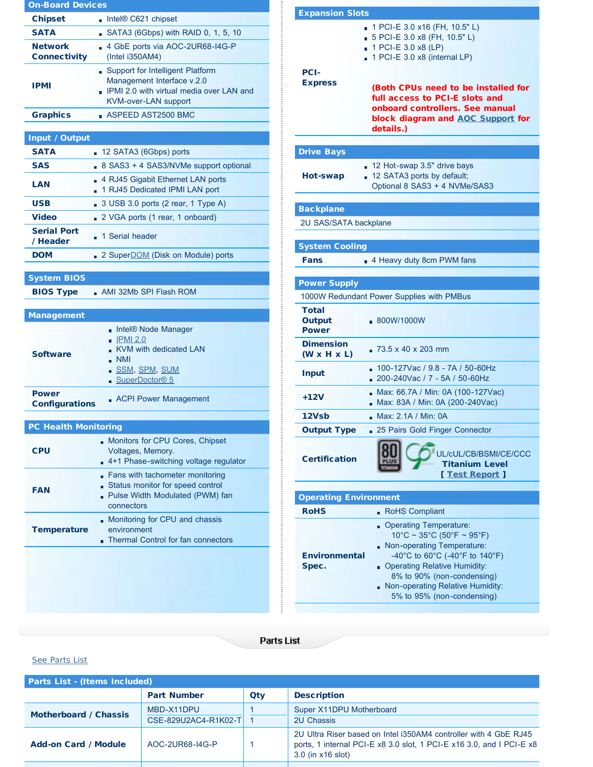## On-Board Devices

| | |
|---|---|
| **Chipset** | Intel® C621 chipset |
| **SATA** | SATA3 (6Gbps) with RAID 0, 1, 5, 10 |
| **Network Connectivity** | 4 GbE ports via AOC-2UR68-I4G-P (Intel i350AM4) |
| **IPMI** | Support for Intelligent Platform Management Interface v.2.0<br>IPMI 2.0 with virtual media over LAN and KVM-over-LAN support |
| **Graphics** | ASPEED AST2500 BMC |

## Input / Output

| | |
|---|---|
| **SATA** | 12 SATA3 (6Gbps) ports |
| **SAS** | 8 SAS3 + 4 SAS3/NVMe support optional |
| **LAN** | 4 RJ45 Gigabit Ethernet LAN ports<br>1 RJ45 Dedicated IPMI LAN port |
| **USB** | 3 USB 3.0 ports (2 rear, 1 Type A) |
| **Video** | 2 VGA ports (1 rear, 1 onboard) |
| **Serial Port / Header** | 1 Serial header |
| **DOM** | 2 SuperDOM (Disk on Module) ports |

## System BIOS

| | |
|---|---|
| **BIOS Type** | AMI 32Mb SPI Flash ROM |

## Management

| | |
|---|---|
| **Software** | Intel® Node Manager<br>IPMI 2.0<br>KVM with dedicated LAN<br>NMI<br>SSM, SPM, SUM<br>SuperDoctor® 5 |
| **Power Configurations** | ACPI Power Management |

## PC Health Monitoring

| | |
|---|---|
| **CPU** | Monitors for CPU Cores, Chipset Voltages, Memory.<br>4+1 Phase-switching voltage regulator |
| **FAN** | Fans with tachometer monitoring<br>Status monitor for speed control<br>Pulse Width Modulated (PWM) fan connectors |
| **Temperature** | Monitoring for CPU and chassis environment<br>Thermal Control for fan connectors |

## Expansion Slots

| | |
|---|---|
| **PCI-Express** | 1 PCI-E 3.0 x16 (FH, 10.5" L)<br>5 PCI-E 3.0 x8 (FH, 10.5" L)<br>1 PCI-E 3.0 x8 (LP)<br>1 PCI-E 3.0 x8 (internal LP)<br><br>**(Both CPUs need to be installed for full access to PCI-E slots and onboard controllers. See manual block diagram and AOC Support for details.)** |

## Drive Bays

| | |
|---|---|
| **Hot-swap** | 12 Hot-swap 3.5" drive bays<br>12 SATA3 ports by default; Optional 8 SAS3 + 4 NVMe/SAS3 |

## Backplane

2U SAS/SATA backplane

## System Cooling

| | |
|---|---|
| **Fans** | 4 Heavy duty 8cm PWM fans |

## Power Supply

1000W Redundant Power Supplies with PMBus

| | |
|---|---|
| **Total Output Power** | 800W/1000W |
| **Dimension (W x H x L)** | 73.5 x 40 x 203 mm |
| **Input** | 100-127Vac / 9.8 - 7A / 50-60Hz<br>200-240Vac / 7 - 5A / 50-60Hz |
| **+12V** | Max: 66.7A / Min: 0A (100-127Vac)<br>Max: 83A / Min: 0A (200-240Vac) |
| **12Vsb** | Max: 2.1A / Min: 0A |
| **Output Type** | 25 Pairs Gold Finger Connector |
| **Certification** | UL/cUL/CB/BSMI/CE/CCC<br>**Titanium Level**<br>[ Test Report ] |

## Operating Environment

| | |
|---|---|
| **RoHS** | RoHS Compliant |
| **Environmental Spec.** | Operating Temperature: 10°C ~ 35°C (50°F ~ 95°F)<br>Non-operating Temperature: -40°C to 60°C (-40°F to 140°F)<br>Operating Relative Humidity: 8% to 90% (non-condensing)<br>Non-operating Relative Humidity: 5% to 95% (non-condensing) |

## Parts List

See Parts List

### Parts List - (Items Included)

| | Part Number | Qty | Description |
|---|---|---|---|
| **Motherboard / Chassis** | MBD-X11DPU | 1 | Super X11DPU Motherboard |
| | CSE-829U2AC4-R1K02-T | 1 | 2U Chassis |
| **Add-on Card / Module** | AOC-2UR68-I4G-P | 1 | 2U Ultra Riser based on Intel i350AM4 controller with 4 GbE RJ45 ports, 1 internal PCI-E x8 3.0 slot, 1 PCI-E x16 3.0, and I PCI-E x8 3.0 (in x16 slot) |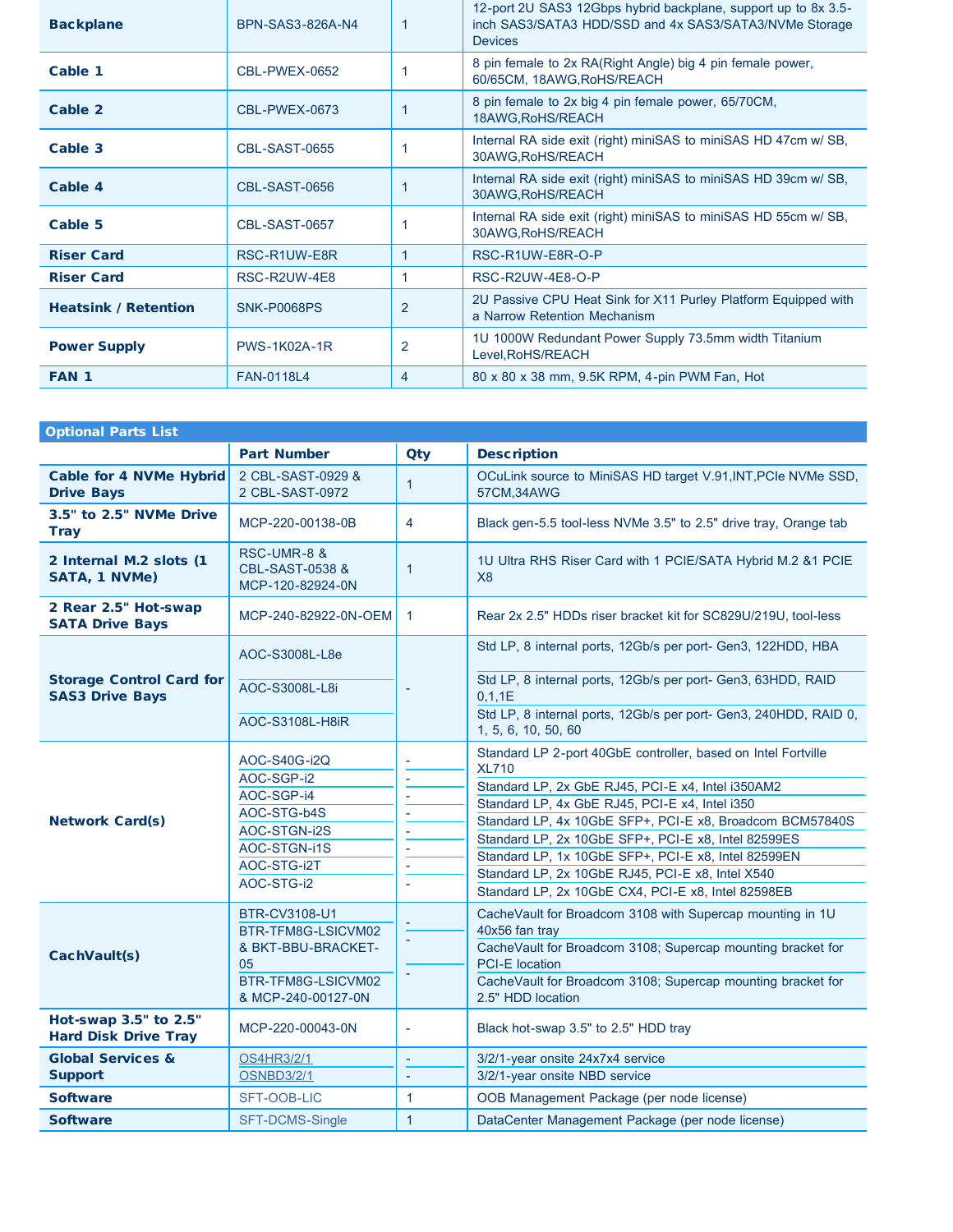| | | | |
|---|---|---|---|
| **Backplane** | BPN-SAS3-826A-N4 | 1 | 12-port 2U SAS3 12Gbps hybrid backplane, support up to 8x 3.5-inch SAS3/SATA3 HDD/SSD and 4x SAS3/SATA3/NVMe Storage Devices |
| **Cable 1** | CBL-PWEX-0652 | 1 | 8 pin female to 2x RA(Right Angle) big 4 pin female power, 60/65CM, 18AWG,RoHS/REACH |
| **Cable 2** | CBL-PWEX-0673 | 1 | 8 pin female to 2x big 4 pin female power, 65/70CM, 18AWG,RoHS/REACH |
| **Cable 3** | CBL-SAST-0655 | 1 | Internal RA side exit (right) miniSAS to miniSAS HD 47cm w/ SB, 30AWG,RoHS/REACH |
| **Cable 4** | CBL-SAST-0656 | 1 | Internal RA side exit (right) miniSAS to miniSAS HD 39cm w/ SB, 30AWG,RoHS/REACH |
| **Cable 5** | CBL-SAST-0657 | 1 | Internal RA side exit (right) miniSAS to miniSAS HD 55cm w/ SB, 30AWG,RoHS/REACH |
| **Riser Card** | RSC-R1UW-E8R | 1 | RSC-R1UW-E8R-O-P |
| **Riser Card** | RSC-R2UW-4E8 | 1 | RSC-R2UW-4E8-O-P |
| **Heatsink / Retention** | SNK-P0068PS | 2 | 2U Passive CPU Heat Sink for X11 Purley Platform Equipped with a Narrow Retention Mechanism |
| **Power Supply** | PWS-1K02A-1R | 2 | 1U 1000W Redundant Power Supply 73.5mm width Titanium Level,RoHS/REACH |
| **FAN 1** | FAN-0118L4 | 4 | 80 x 80 x 38 mm, 9.5K RPM, 4-pin PWM Fan, Hot |

## Optional Parts List

| | Part Number | Qty | Description |
|---|---|---|---|
| **Cable for 4 NVMe Hybrid Drive Bays** | 2 CBL-SAST-0929 & 2 CBL-SAST-0972 | 1 | OCuLink source to MiniSAS HD target V.91,INT,PCIe NVMe SSD, 57CM,34AWG |
| **3.5" to 2.5" NVMe Drive Tray** | MCP-220-00138-0B | 4 | Black gen-5.5 tool-less NVMe 3.5" to 2.5" drive tray, Orange tab |
| **2 Internal M.2 slots (1 SATA, 1 NVMe)** | RSC-UMR-8 & CBL-SAST-0538 & MCP-120-82924-0N | 1 | 1U Ultra RHS Riser Card with 1 PCIE/SATA Hybrid M.2 &1 PCIE X8 |
| **2 Rear 2.5" Hot-swap SATA Drive Bays** | MCP-240-82922-0N-OEM | 1 | Rear 2x 2.5" HDDs riser bracket kit for SC829U/219U, tool-less |
| **Storage Control Card for SAS3 Drive Bays** | AOC-S3008L-L8e | - | Std LP, 8 internal ports, 12Gb/s per port- Gen3, 122HDD, HBA |
| | AOC-S3008L-L8i | | Std LP, 8 internal ports, 12Gb/s per port- Gen3, 63HDD, RAID 0,1,1E |
| | AOC-S3108L-H8iR | | Std LP, 8 internal ports, 12Gb/s per port- Gen3, 240HDD, RAID 0, 1, 5, 6, 10, 50, 60 |
| **Network Card(s)** | AOC-S40G-i2Q | - | Standard LP 2-port 40GbE controller, based on Intel Fortville XL710 |
| | AOC-SGP-i2 | - | Standard LP, 2x GbE RJ45, PCI-E x4, Intel i350AM2 |
| | AOC-SGP-i4 | - | Standard LP, 4x GbE RJ45, PCI-E x4, Intel i350 |
| | AOC-STG-b4S | - | Standard LP, 4x 10GbE SFP+, PCI-E x8, Broadcom BCM57840S |
| | AOC-STGN-i2S | - | Standard LP, 2x 10GbE SFP+, PCI-E x8, Intel 82599ES |
| | AOC-STGN-i1S | - | Standard LP, 1x 10GbE SFP+, PCI-E x8, Intel 82599EN |
| | AOC-STG-i2T | - | Standard LP, 2x 10GbE RJ45, PCI-E x8, Intel X540 |
| | AOC-STG-i2 | - | Standard LP, 2x 10GbE CX4, PCI-E x8, Intel 82598EB |
| **CachVault(s)** | BTR-CV3108-U1 | - | CacheVault for Broadcom 3108 with Supercap mounting in 1U 40x56 fan tray |
| | BTR-TFM8G-LSICVM02 & BKT-BBU-BRACKET-05 | - | CacheVault for Broadcom 3108; Supercap mounting bracket for PCI-E location |
| | BTR-TFM8G-LSICVM02 & MCP-240-00127-0N | - | CacheVault for Broadcom 3108; Supercap mounting bracket for 2.5" HDD location |
| **Hot-swap 3.5" to 2.5" Hard Disk Drive Tray** | MCP-220-00043-0N | - | Black hot-swap 3.5" to 2.5" HDD tray |
| **Global Services & Support** | OS4HR3/2/1 | - | 3/2/1-year onsite 24x7x4 service |
| | OSNBD3/2/1 | - | 3/2/1-year onsite NBD service |
| **Software** | SFT-OOB-LIC | 1 | OOB Management Package (per node license) |
| **Software** | SFT-DCMS-Single | 1 | DataCenter Management Package (per node license) |